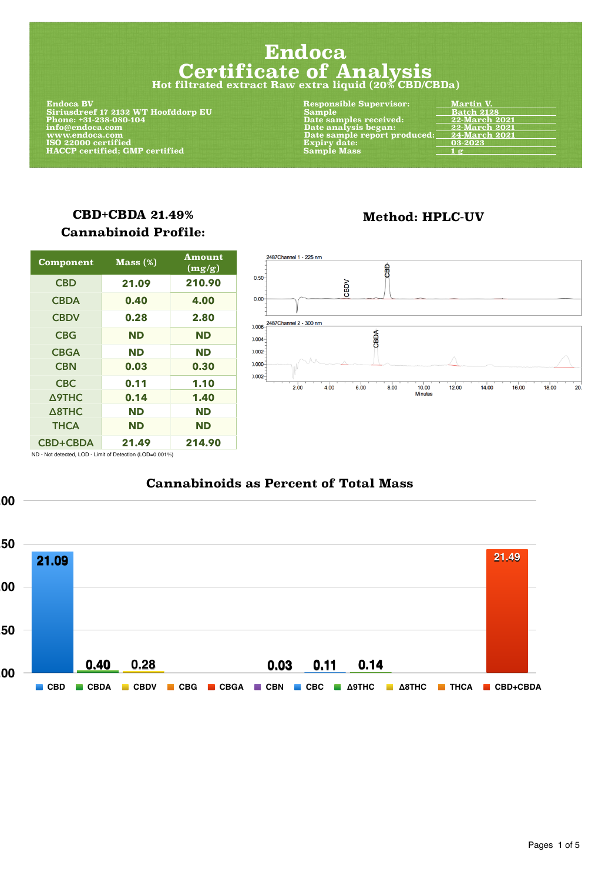# Endoca
# Certificate of Analysis
### Hot filtrated extract Raw extra liquid (20% CBD/CBDa)

**Endoca BV**
**Siriusdreef 17 2132 WT Hoofddorp EU**
**Phone: +31-238-080-104**
**info@endoca.com**
**www.endoca.com**
**ISO 22000 certified**
**HACCP certified; GMP certified**

| | |
|---|---|
| **Responsible Supervisor:** | Martin V. |
| **Sample** | Batch 2128 |
| **Date samples received:** | 22-March 2021 |
| **Date analysis began:** | 22-March 2021 |
| **Date sample report produced:** | 24-March 2021 |
| **Expiry date:** | 03-2023 |
| **Sample Mass** | 1 g |

## CBD+CBDA 21.49%
## Cannabinoid Profile:

| Component | Mass (%) | Amount (mg/g) |
|---|---|---|
| CBD | 21.09 | 210.90 |
| CBDA | 0.40 | 4.00 |
| CBDV | 0.28 | 2.80 |
| CBG | ND | ND |
| CBGA | ND | ND |
| CBN | 0.03 | 0.30 |
| CBC | 0.11 | 1.10 |
| Δ9THC | 0.14 | 1.40 |
| Δ8THC | ND | ND |
| THCA | ND | ND |
| CBD+CBDA | 21.49 | 214.90 |

ND - Not detected, LOD - Limit of Detection (LOD=0.001%)

## Method: HPLC-UV

2487Channel 1 - 225 nm

2487Channel 2 - 300 nm

## Cannabinoids as Percent of Total Mass

| CBD | CBDA | CBDV | CBG | CBGA | CBN | CBC | Δ9THC | Δ8THC | THCA | CBD+CBDA |
|---|---|---|---|---|---|---|---|---|---|---|
| 21.09 | 0.40 | 0.28 | | | 0.03 | 0.11 | 0.14 | | | 21.49 |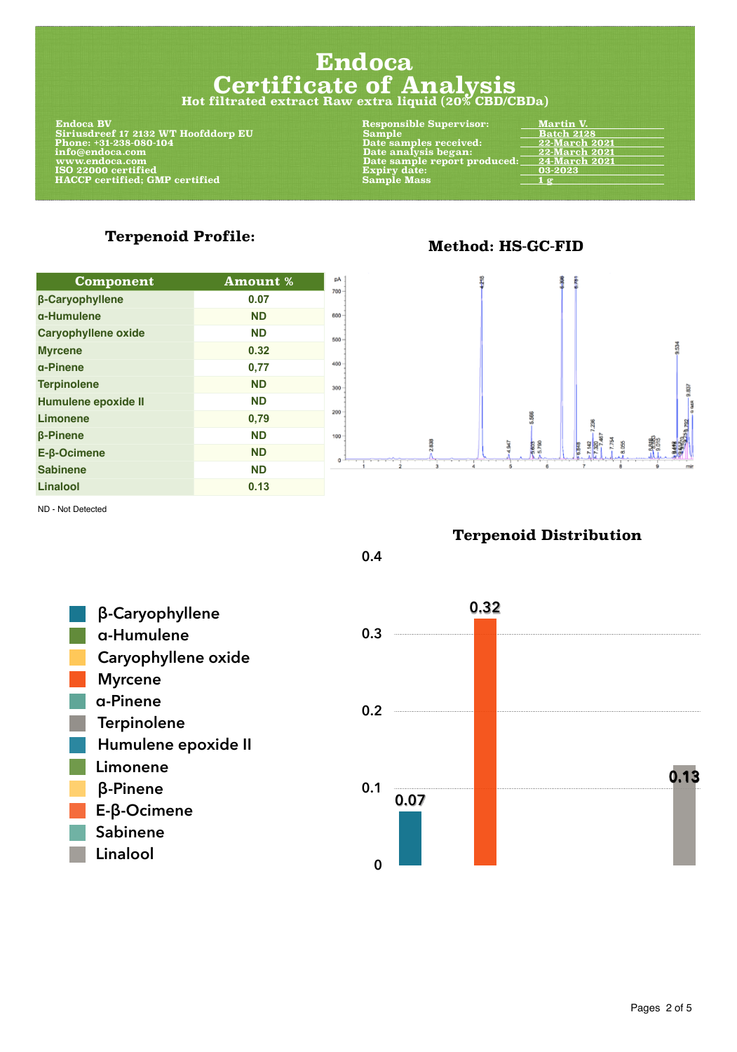# Endoca
# Certificate of Analysis
## Hot filtrated extract Raw extra liquid (20% CBD/CBDa)

**Endoca BV**
**Siriusdreef 17 2132 WT Hoofddorp EU**
**Phone: +31-238-080-104**
**info@endoca.com**
**www.endoca.com**
**ISO 22000 certified**
**HACCP certified; GMP certified**

| | |
|---|---|
| **Responsible Supervisor:** | Martin V. |
| **Sample** | Batch 2128 |
| **Date samples received:** | 22-March 2021 |
| **Date analysis began:** | 22-March 2021 |
| **Date sample report produced:** | 24-March 2021 |
| **Expiry date:** | 03-2023 |
| **Sample Mass** | 1 g |

## Terpenoid Profile:

### Method: HS-GC-FID

| Component | Amount % |
|---|---|
| β-Caryophyllene | 0.07 |
| α-Humulene | ND |
| Caryophyllene oxide | ND |
| Myrcene | 0.32 |
| α-Pinene | 0,77 |
| Terpinolene | ND |
| Humulene epoxide II | ND |
| Limonene | 0,79 |
| β-Pinene | ND |
| E-β-Ocimene | ND |
| Sabinene | ND |
| Linalool | 0.13 |

ND - Not Detected

### Terpenoid Distribution

- β-Caryophyllene
- α-Humulene
- Caryophyllene oxide
- Myrcene
- α-Pinene
- Terpinolene
- Humulene epoxide II
- Limonene
- β-Pinene
- E-β-Ocimene
- Sabinene
- Linalool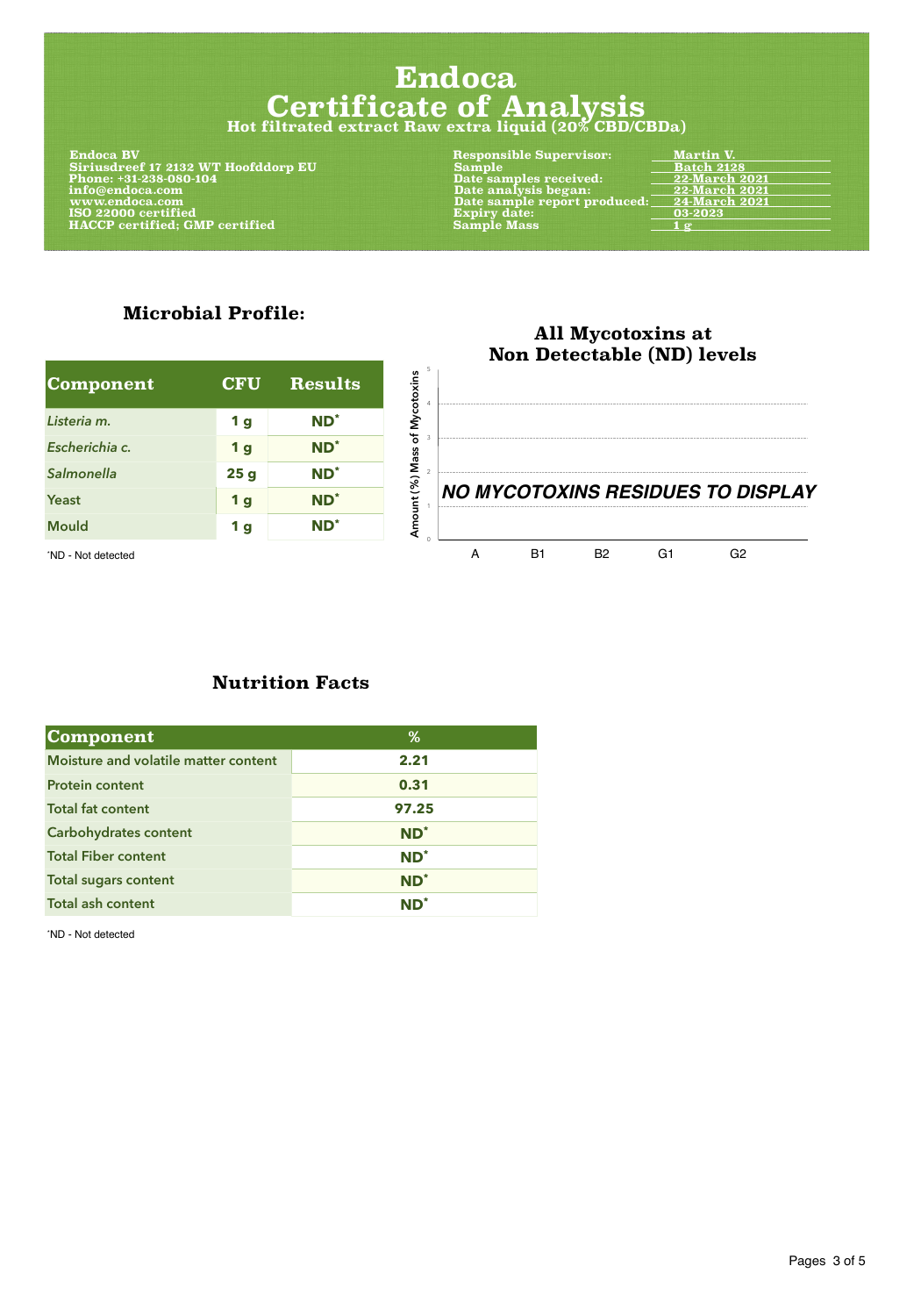# Endoca
# Certificate of Analysis
### Hot filtrated extract Raw extra liquid (20% CBD/CBDa)

**Endoca BV**
**Siriusdreef 17 2132 WT Hoofddorp EU**
**Phone: +31-238-080-104**
**info@endoca.com**
**www.endoca.com**
**ISO 22000 certified**
**HACCP certified; GMP certified**

| | |
|---|---|
| **Responsible Supervisor:** | **Martin V.** |
| **Sample** | **Batch 2128** |
| **Date samples received:** | **22-March 2021** |
| **Date analysis began:** | **22-March 2021** |
| **Date sample report produced:** | **24-March 2021** |
| **Expiry date:** | **03-2023** |
| **Sample Mass** | **1 g** |

## Microbial Profile:

| Component | CFU | Results |
|---|---|---|
| *Listeria m.* | 1 g | ND* |
| *Escherichia c.* | 1 g | ND* |
| *Salmonella* | 25 g | ND* |
| Yeast | 1 g | ND* |
| Mould | 1 g | ND* |

*ND - Not detected

## All Mycotoxins at Non Detectable (ND) levels

Amount (%) Mass of Mycotoxins: 0, 1, 2, 3, 4, 5

***NO MYCOTOXINS RESIDUES TO DISPLAY***

A B1 B2 G1 G2

## Nutrition Facts

| Component | % |
|---|---|
| Moisture and volatile matter content | 2.21 |
| Protein content | 0.31 |
| Total fat content | 97.25 |
| Carbohydrates content | ND* |
| Total Fiber content | ND* |
| Total sugars content | ND* |
| Total ash content | ND* |

*ND - Not detected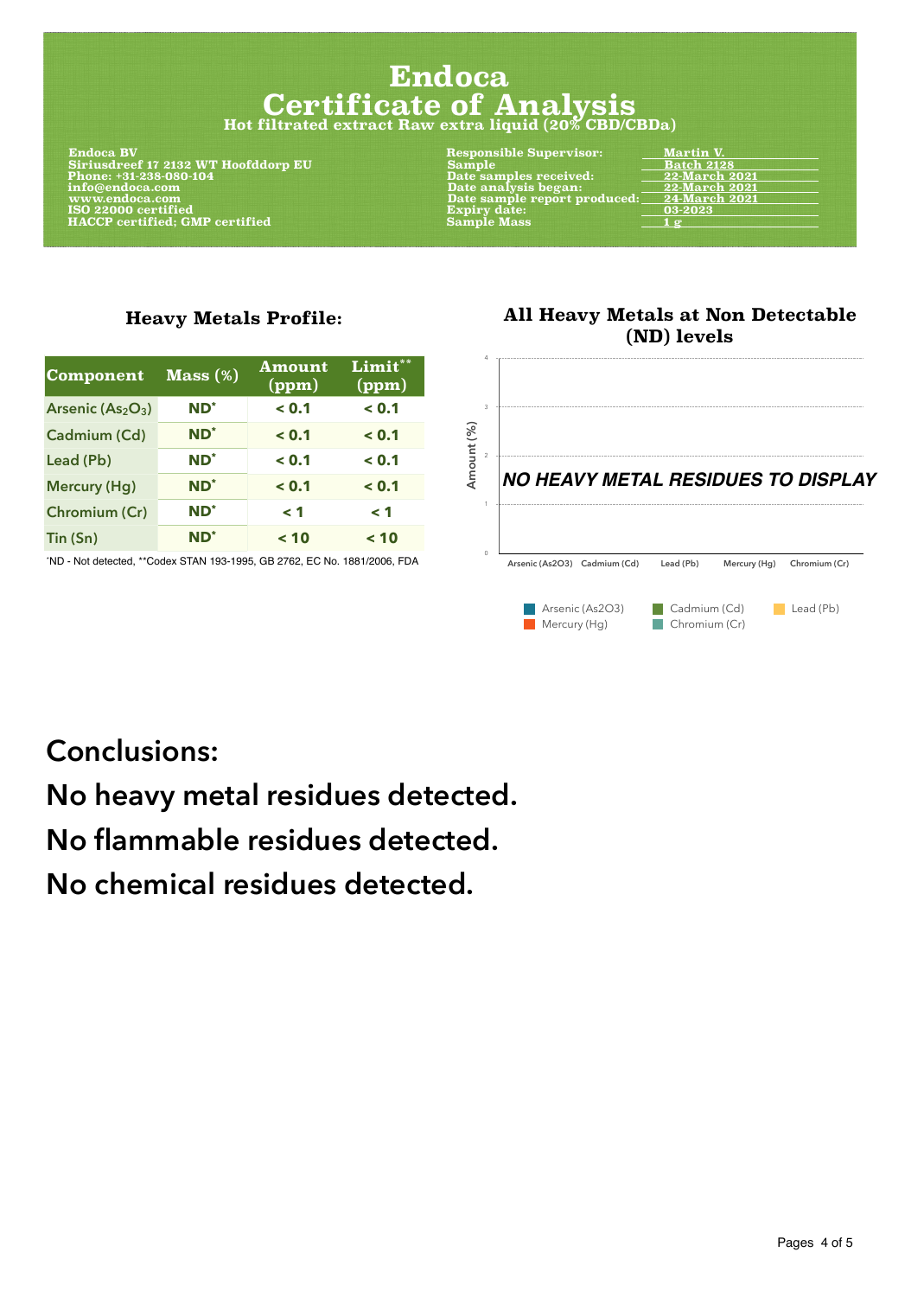# Endoca
## Certificate of Analysis
### Hot filtrated extract Raw extra liquid (20% CBD/CBDa)

**Endoca BV**
**Siriusdreef 17 2132 WT Hoofddorp EU**
**Phone: +31-238-080-104**
**info@endoca.com**
**www.endoca.com**
**ISO 22000 certified**
**HACCP certified; GMP certified**

| | |
|---|---|
| **Responsible Supervisor:** | **Martin V.** |
| **Sample** | **Batch 2128** |
| **Date samples received:** | **22-March 2021** |
| **Date analysis began:** | **22-March 2021** |
| **Date sample report produced:** | **24-March 2021** |
| **Expiry date:** | **03-2023** |
| **Sample Mass** | **1 g** |

### Heavy Metals Profile:

| Component | Mass (%) | Amount (ppm) | Limit** (ppm) |
|---|---|---|---|
| Arsenic ($As_2O_3$) | ND* | < 0.1 | < 0.1 |
| Cadmium (Cd) | ND* | < 0.1 | < 0.1 |
| Lead (Pb) | ND* | < 0.1 | < 0.1 |
| Mercury (Hg) | ND* | < 0.1 | < 0.1 |
| Chromium (Cr) | ND* | < 1 | < 1 |
| Tin (Sn) | ND* | < 10 | < 10 |

*ND - Not detected, **Codex STAN 193-1995, GB 2762, EC No. 1881/2006, FDA

### All Heavy Metals at Non Detectable (ND) levels

*NO HEAVY METAL RESIDUES TO DISPLAY*

Amount (%): 0, 1, 2, 3, 4

Arsenic (As2O3), Cadmium (Cd), Lead (Pb), Mercury (Hg), Chromium (Cr)

## Conclusions:

## No heavy metal residues detected.

## No flammable residues detected.

## No chemical residues detected.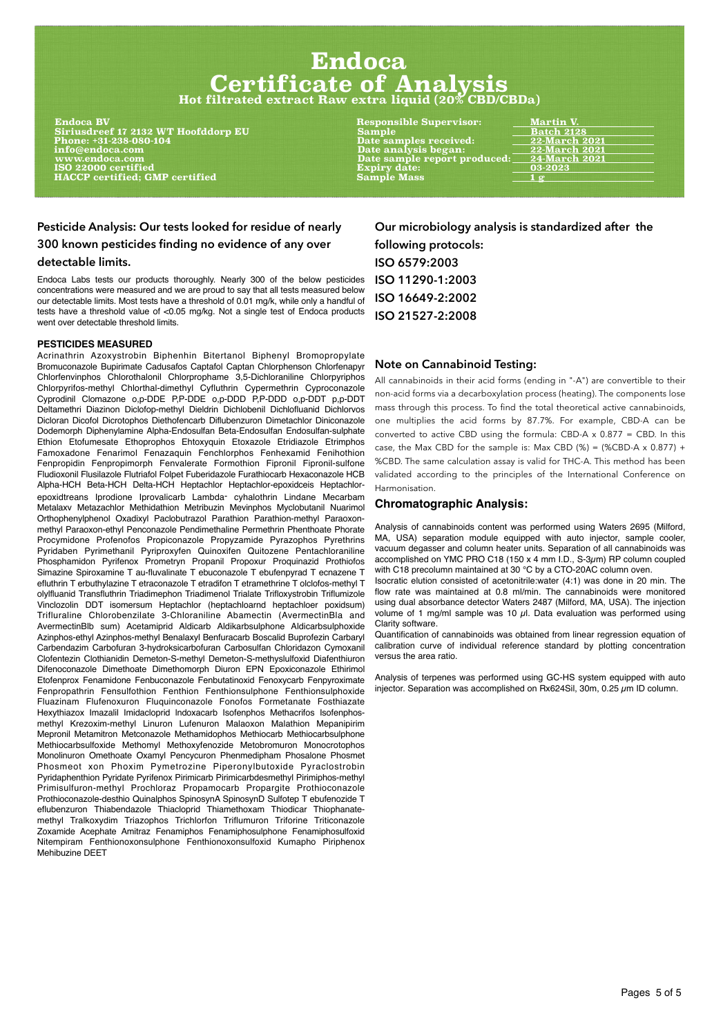# Endoca
# Certificate of Analysis
## Hot filtrated extract Raw extra liquid (20% CBD/CBDa)

**Endoca BV**
**Siriusdreef 17 2132 WT Hoofddorp EU**
**Phone: +31-238-080-104**
**info@endoca.com**
**www.endoca.com**
**ISO 22000 certified**
**HACCP certified; GMP certified**

| | |
|---|---|
| **Responsible Supervisor:** | **Martin V.** |
| **Sample** | **Batch 2128** |
| **Date samples received:** | **22-March 2021** |
| **Date analysis began:** | **22-March 2021** |
| **Date sample report produced:** | **24-March 2021** |
| **Expiry date:** | **03-2023** |
| **Sample Mass** | **1 g** |

### Pesticide Analysis: Our tests looked for residue of nearly 300 known pesticides finding no evidence of any over detectable limits.

Endoca Labs tests our products thoroughly. Nearly 300 of the below pesticides concentrations were measured and we are proud to say that all tests measured below our detectable limits. Most tests have a threshold of 0.01 mg/k, while only a handful of tests have a threshold value of <0.05 mg/kg. Not a single test of Endoca products went over detectable threshold limits.

**PESTICIDES MEASURED**

Acrinathrin Azoxystrobin Biphenhin Bitertanol Biphenyl Bromopropylate Bromuconazole Bupirimate Cadusafos Captafol Captan Chlorphenson Chlorfenapyr Chlorfenvinphos Chlorothalonil Chlorprophame 3,5-Dichloraniline Chlorpyriphos Chlorpyrifos-methyl Chlorthal-dimethyl Cyfluthrin Cypermethrin Cyproconazole Cyprodinil Clomazone o,p-DDE P,P-DDE o,p-DDD P,P-DDD o,p-DDT p,p-DDT Deltamethrin Diazinon Diclofop-methyl Dieldrin Dichlobenil Dichlofluanid Dichlorvos Dicloran Dicofol Dicrotophos Diethofencarb Diflubenzuron Dimetachlor Diniconazole Dodemorph Diphenylamine Alpha-Endosulfan Beta-Endosulfan Endosulfan-sulphate Ethion Etofumesate Ethoprophos Ehtoxyquin Etoxazole Etridiazole Etrimphos Famoxadone Fenarimol Fenazaquin Fenchlorphos Fenhexamid Fenihothion Fenpropidin Fenpropimorph Fenvalerate Formothion Fipronil Fipronil-sulfone Fludioxonil Flusilazole Flutriafol Folpet Fuberidazole Furathiocarb Hexaconazole HCB Alpha-HCH Beta-HCH Delta-HCH Heptachlor Heptachlor-epoxidceis Heptachlor-epoxidtreans Iprodione Iprovalicarb Lambda- cyhalothrin Lindane Mecarbam Metalaxv Metazachlor Methidathion Metribuzin Mevinphos Myclobutanil Nuarimol Orthophenylphenol Oxadixyl Paclobutrazol Parathion Parathion-methyl Paraoxon-methyl Paraoxon-ethyl Penconazole Pendimethaline Permethrin Phenthoate Phorate Procymidone Profenofos Propiconazole Propyzamide Pyrazophos Pyrethrins Pyridaben Pyrimethanil Pyriproxyfen Quinoxifen Quitozene Pentachloraniline Phosphamidon Pyrifenox Prometryn Propanil Propoxur Proquinazid Prothiofos Simazine Spiroxamine T au-fluvalinate T ebuconazole T ebufenpyrad T ecnazene T efluthrin T erbuthylazine T etraconazole T etradifon T etramethrine T olclofos-methyl T olylfluanid Transfluthrin Triadimephon Triadimenol Trialate Trifloxystrobin Triflumizole Vinclozolin DDT isomersum Heptachlor (heptachloarnd heptachloer poxidsum) Trifluraline Chlorobenzilate 3-Chloraniline Abamectin (AvermectinBla and AvermectinBlb sum) Acetamiprid Aldicarb Aldikarbsulphone Aldicarbsulphoxide Azinphos-ethyl Azinphos-methyl Benalaxyl Benfuracarb Boscalid Buprofezin Carbaryl Carbendazim Carbofuran 3-hydroksicarbofuran Carbosulfan Chloridazon Cymoxanil Clofentezin Clothianidin Demeton-S-methyl Demeton-S-methysulfoxid Diafenthiuron Difenoconazole Dimethoate Dimethomorph Diuron EPN Epoxiconazole Ethirimol Etofenprox Fenamidone Fenbuconazole Fenbutatinoxid Fenoxycarb Fenpyroximate Fenpropathrin Fensulfothion Fenthion Fenthionsulphone Fenthionsulphoxide Fluazinam Flufenoxuron Fluquinconazole Fonofos Formetanate Fosthiazate Hexythiazox Imazalil Imidacloprid Indoxacarb Isofenphos Methacrifos Isofenphos-methyl Krezoxim-methyl Linuron Lufenuron Malaoxon Malathion Mepanipirim Mepronil Metamitron Metconazole Methamidophos Methiocarb Methiocarbsulphone Methiocarbsulfoxide Methomyl Methoxyfenozide Metobromuron Monocrotophos Monolinuron Omethoate Oxamyl Pencycuron Phenmedipham Phosalone Phosmet Phosmeot xon Phoxim Pymetrozine Piperonylbutoxide Pyraclostrobin Pyridaphenthion Pyridate Pyrifenox Pirimicarb Pirimicarbdesmethyl Pirimiphos-methyl Primisulfuron-methyl Prochloraz Propamocarb Propargite Prothioconazole Prothioconazole-desthio Quinalphos SpinosynA SpinosynD Sulfotep T ebufenozide T eflubenzuron Thiabendazole Thiacloprid Thiamethoxam Thiodicar Thiophanate-methyl Tralkoxydim Triazophos Trichlorfon Triflumuron Triforine Triticonazole Zoxamide Acephate Amitraz Fenamiphos Fenamiphosulphone Fenamiphosulfoxid Nitempiram Fenthionoxonsulphone Fenthionoxonsulfoxid Kumapho Piriphenox Mehibuzine DEET

### Our microbiology analysis is standardized after the following protocols:

**ISO 6579:2003**
**ISO 11290-1:2003**
**ISO 16649-2:2002**
**ISO 21527-2:2008**

### Note on Cannabinoid Testing:

All cannabinoids in their acid forms (ending in "-A") are convertible to their non-acid forms via a decarboxylation process (heating). The components lose mass through this process. To find the total theoretical active cannabinoids, one multiplies the acid forms by 87.7%. For example, CBD-A can be converted to active CBD using the formula: CBD-A x 0.877 = CBD. In this case, the Max CBD for the sample is: Max CBD (%) = (%CBD-A x 0.877) + %CBD. The same calculation assay is valid for THC-A. This method has been validated according to the principles of the International Conference on Harmonisation.

### Chromatographic Analysis:

Analysis of cannabinoids content was performed using Waters 2695 (Milford, MA, USA) separation module equipped with auto injector, sample cooler, vacuum degasser and column heater units. Separation of all cannabinoids was accomplished on YMC PRO C18 (150 x 4 mm I.D., S-3$\mu$m) RP column coupled with C18 precolumn maintained at 30 °C by a CTO-20AC column oven.

Isocratic elution consisted of acetonitrile:water (4:1) was done in 20 min. The flow rate was maintained at 0.8 ml/min. The cannabinoids were monitored using dual absorbance detector Waters 2487 (Milford, MA, USA). The injection volume of 1 mg/ml sample was 10 $\mu$l. Data evaluation was performed using Clarity software.

Quantification of cannabinoids was obtained from linear regression equation of calibration curve of individual reference standard by plotting concentration versus the area ratio.

Analysis of terpenes was performed using GC-HS system equipped with auto injector. Separation was accomplished on Rx624Sil, 30m, 0.25 $\mu$m ID column.